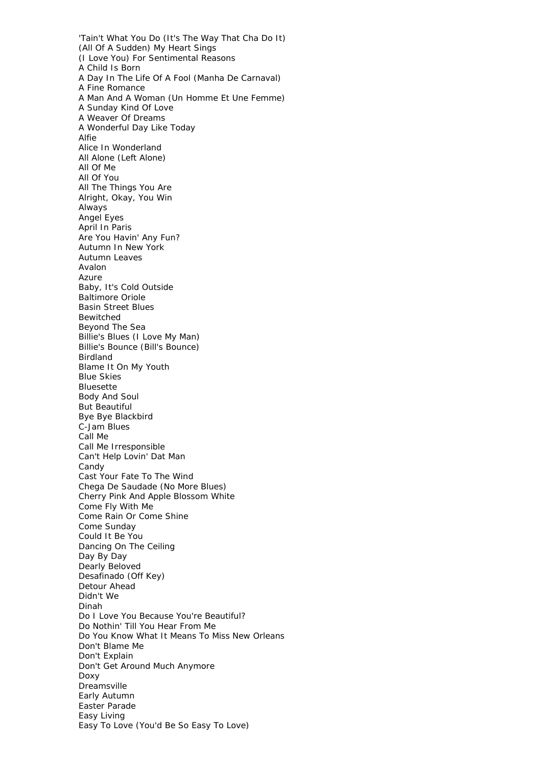'Tain't What You Do (It's The Way That Cha Do It)
(All Of A Sudden) My Heart Sings
(I Love You) For Sentimental Reasons
A Child Is Born
A Day In The Life Of A Fool (Manha De Carnaval)
A Fine Romance
A Man And A Woman (Un Homme Et Une Femme)
A Sunday Kind Of Love
A Weaver Of Dreams
A Wonderful Day Like Today
Alfie
Alice In Wonderland
All Alone (Left Alone)
All Of Me
All Of You
All The Things You Are
Alright, Okay, You Win
Always
Angel Eyes
April In Paris
Are You Havin' Any Fun?
Autumn In New York
Autumn Leaves
Avalon
Azure
Baby, It's Cold Outside
Baltimore Oriole
Basin Street Blues
Bewitched
Beyond The Sea
Billie's Blues (I Love My Man)
Billie's Bounce (Bill's Bounce)
Birdland
Blame It On My Youth
Blue Skies
Bluesette
Body And Soul
But Beautiful
Bye Bye Blackbird
C-Jam Blues
Call Me
Call Me Irresponsible
Can't Help Lovin' Dat Man
Candy
Cast Your Fate To The Wind
Chega De Saudade (No More Blues)
Cherry Pink And Apple Blossom White
Come Fly With Me
Come Rain Or Come Shine
Come Sunday
Could It Be You
Dancing On The Ceiling
Day By Day
Dearly Beloved
Desafinado (Off Key)
Detour Ahead
Didn't We
Dinah
Do I Love You Because You're Beautiful?
Do Nothin' Till You Hear From Me
Do You Know What It Means To Miss New Orleans
Don't Blame Me
Don't Explain
Don't Get Around Much Anymore
Doxy
Dreamsville
Early Autumn
Easter Parade
Easy Living
Easy To Love (You'd Be So Easy To Love)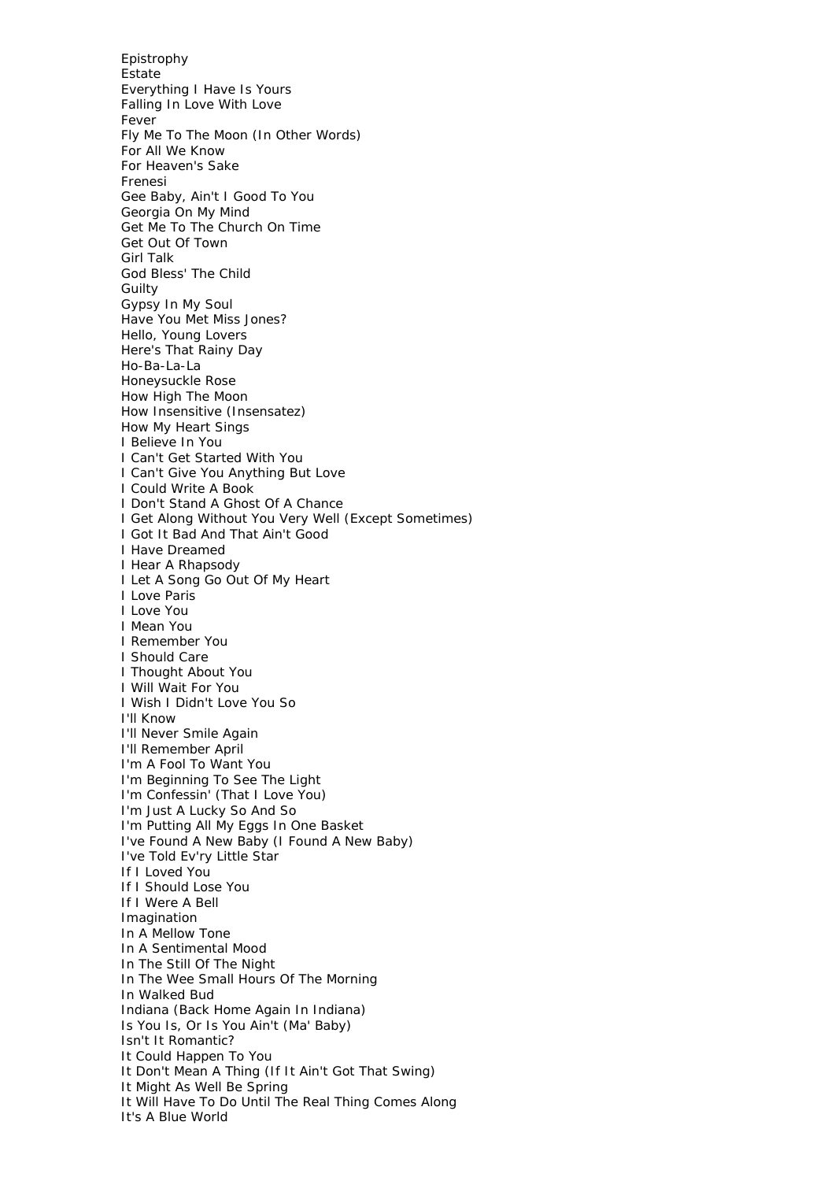Epistrophy
Estate
Everything I Have Is Yours
Falling In Love With Love
Fever
Fly Me To The Moon (In Other Words)
For All We Know
For Heaven's Sake
Frenesi
Gee Baby, Ain't I Good To You
Georgia On My Mind
Get Me To The Church On Time
Get Out Of Town
Girl Talk
God Bless' The Child
Guilty
Gypsy In My Soul
Have You Met Miss Jones?
Hello, Young Lovers
Here's That Rainy Day
Ho-Ba-La-La
Honeysuckle Rose
How High The Moon
How Insensitive (Insensatez)
How My Heart Sings
I Believe In You
I Can't Get Started With You
I Can't Give You Anything But Love
I Could Write A Book
I Don't Stand A Ghost Of A Chance
I Get Along Without You Very Well (Except Sometimes)
I Got It Bad And That Ain't Good
I Have Dreamed
I Hear A Rhapsody
I Let A Song Go Out Of My Heart
I Love Paris
I Love You
I Mean You
I Remember You
I Should Care
I Thought About You
I Will Wait For You
I Wish I Didn't Love You So
I'll Know
I'll Never Smile Again
I'll Remember April
I'm A Fool To Want You
I'm Beginning To See The Light
I'm Confessin' (That I Love You)
I'm Just A Lucky So And So
I'm Putting All My Eggs In One Basket
I've Found A New Baby (I Found A New Baby)
I've Told Ev'ry Little Star
If I Loved You
If I Should Lose You
If I Were A Bell
Imagination
In A Mellow Tone
In A Sentimental Mood
In The Still Of The Night
In The Wee Small Hours Of The Morning
In Walked Bud
Indiana (Back Home Again In Indiana)
Is You Is, Or Is You Ain't (Ma' Baby)
Isn't It Romantic?
It Could Happen To You
It Don't Mean A Thing (If It Ain't Got That Swing)
It Might As Well Be Spring
It Will Have To Do Until The Real Thing Comes Along
It's A Blue World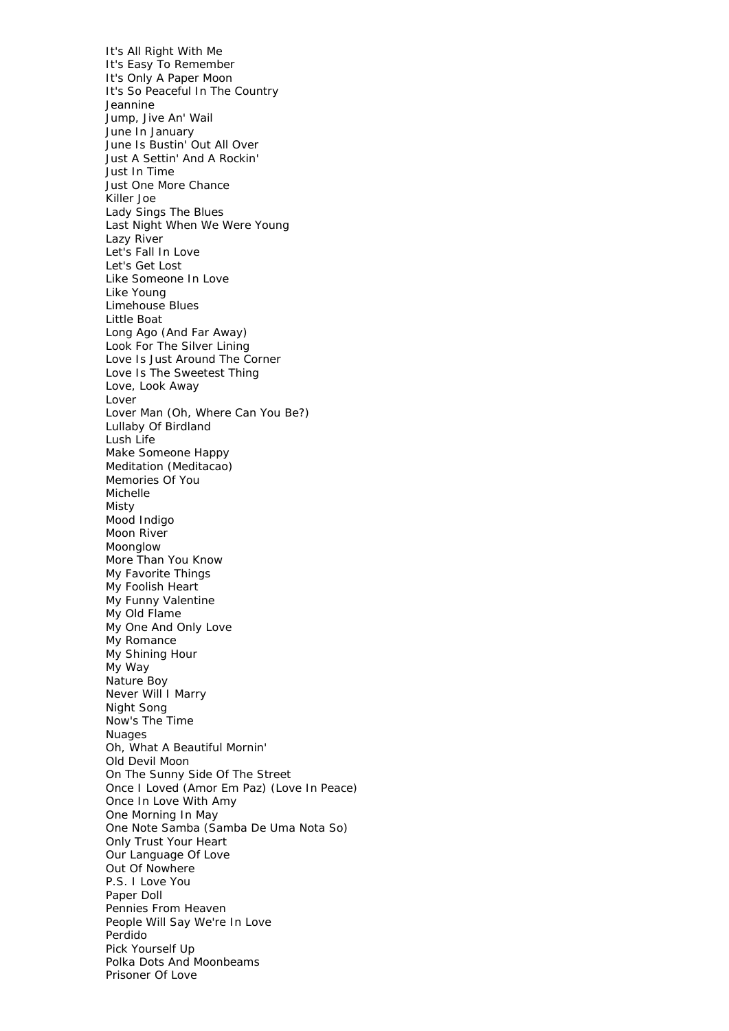It's All Right With Me
It's Easy To Remember
It's Only A Paper Moon
It's So Peaceful In The Country
Jeannine
Jump, Jive An' Wail
June In January
June Is Bustin' Out All Over
Just A Settin' And A Rockin'
Just In Time
Just One More Chance
Killer Joe
Lady Sings The Blues
Last Night When We Were Young
Lazy River
Let's Fall In Love
Let's Get Lost
Like Someone In Love
Like Young
Limehouse Blues
Little Boat
Long Ago (And Far Away)
Look For The Silver Lining
Love Is Just Around The Corner
Love Is The Sweetest Thing
Love, Look Away
Lover
Lover Man (Oh, Where Can You Be?)
Lullaby Of Birdland
Lush Life
Make Someone Happy
Meditation (Meditacao)
Memories Of You
Michelle
Misty
Mood Indigo
Moon River
Moonglow
More Than You Know
My Favorite Things
My Foolish Heart
My Funny Valentine
My Old Flame
My One And Only Love
My Romance
My Shining Hour
My Way
Nature Boy
Never Will I Marry
Night Song
Now's The Time
Nuages
Oh, What A Beautiful Mornin'
Old Devil Moon
On The Sunny Side Of The Street
Once I Loved (Amor Em Paz) (Love In Peace)
Once In Love With Amy
One Morning In May
One Note Samba (Samba De Uma Nota So)
Only Trust Your Heart
Our Language Of Love
Out Of Nowhere
P.S. I Love You
Paper Doll
Pennies From Heaven
People Will Say We're In Love
Perdido
Pick Yourself Up
Polka Dots And Moonbeams
Prisoner Of Love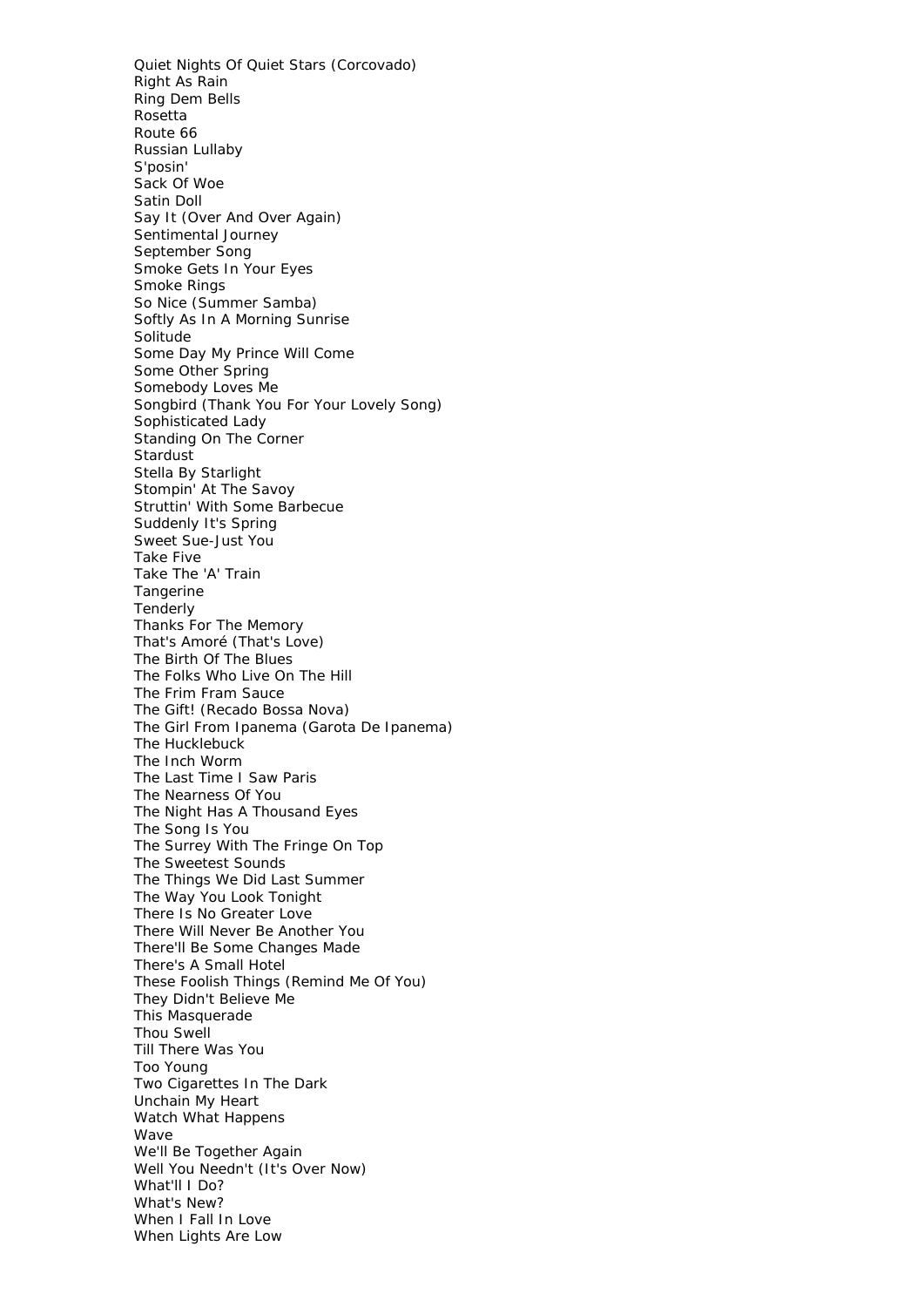Quiet Nights Of Quiet Stars (Corcovado)
Right As Rain
Ring Dem Bells
Rosetta
Route 66
Russian Lullaby
S'posin'
Sack Of Woe
Satin Doll
Say It (Over And Over Again)
Sentimental Journey
September Song
Smoke Gets In Your Eyes
Smoke Rings
So Nice (Summer Samba)
Softly As In A Morning Sunrise
Solitude
Some Day My Prince Will Come
Some Other Spring
Somebody Loves Me
Songbird (Thank You For Your Lovely Song)
Sophisticated Lady
Standing On The Corner
Stardust
Stella By Starlight
Stompin' At The Savoy
Struttin' With Some Barbecue
Suddenly It's Spring
Sweet Sue-Just You
Take Five
Take The 'A' Train
Tangerine
Tenderly
Thanks For The Memory
That's Amoré (That's Love)
The Birth Of The Blues
The Folks Who Live On The Hill
The Frim Fram Sauce
The Gift! (Recado Bossa Nova)
The Girl From Ipanema (Garota De Ipanema)
The Hucklebuck
The Inch Worm
The Last Time I Saw Paris
The Nearness Of You
The Night Has A Thousand Eyes
The Song Is You
The Surrey With The Fringe On Top
The Sweetest Sounds
The Things We Did Last Summer
The Way You Look Tonight
There Is No Greater Love
There Will Never Be Another You
There'll Be Some Changes Made
There's A Small Hotel
These Foolish Things (Remind Me Of You)
They Didn't Believe Me
This Masquerade
Thou Swell
Till There Was You
Too Young
Two Cigarettes In The Dark
Unchain My Heart
Watch What Happens
Wave
We'll Be Together Again
Well You Needn't (It's Over Now)
What'll I Do?
What's New?
When I Fall In Love
When Lights Are Low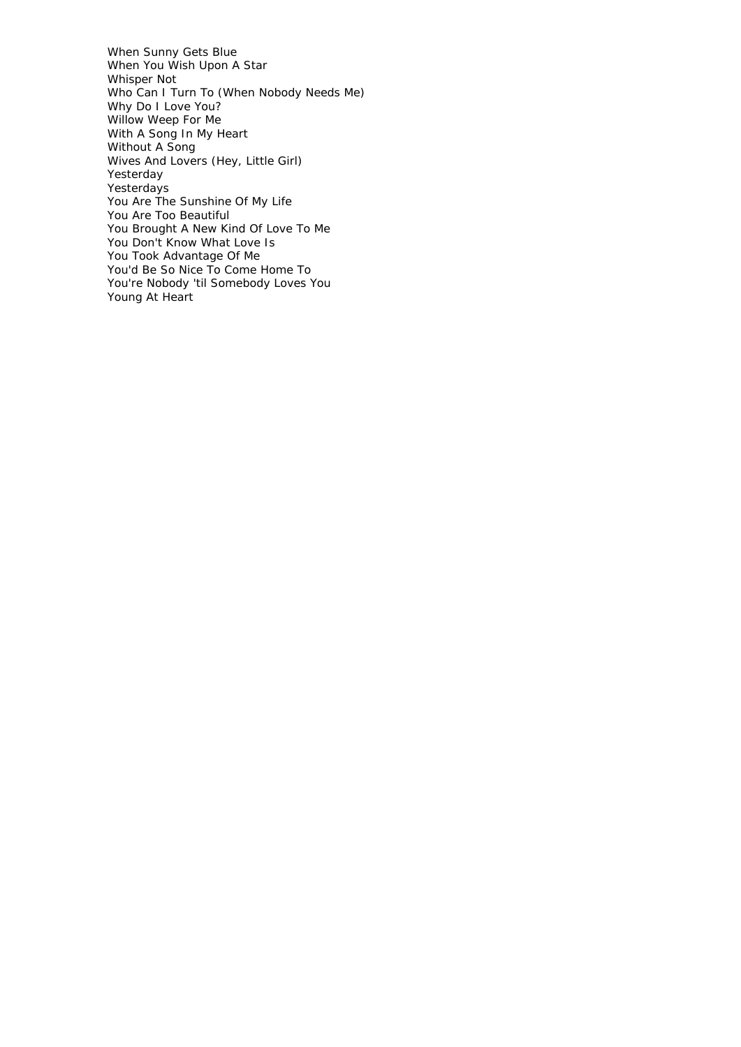When Sunny Gets Blue
When You Wish Upon A Star
Whisper Not
Who Can I Turn To (When Nobody Needs Me)
Why Do I Love You?
Willow Weep For Me
With A Song In My Heart
Without A Song
Wives And Lovers (Hey, Little Girl)
Yesterday
Yesterdays
You Are The Sunshine Of My Life
You Are Too Beautiful
You Brought A New Kind Of Love To Me
You Don't Know What Love Is
You Took Advantage Of Me
You'd Be So Nice To Come Home To
You're Nobody 'til Somebody Loves You
Young At Heart